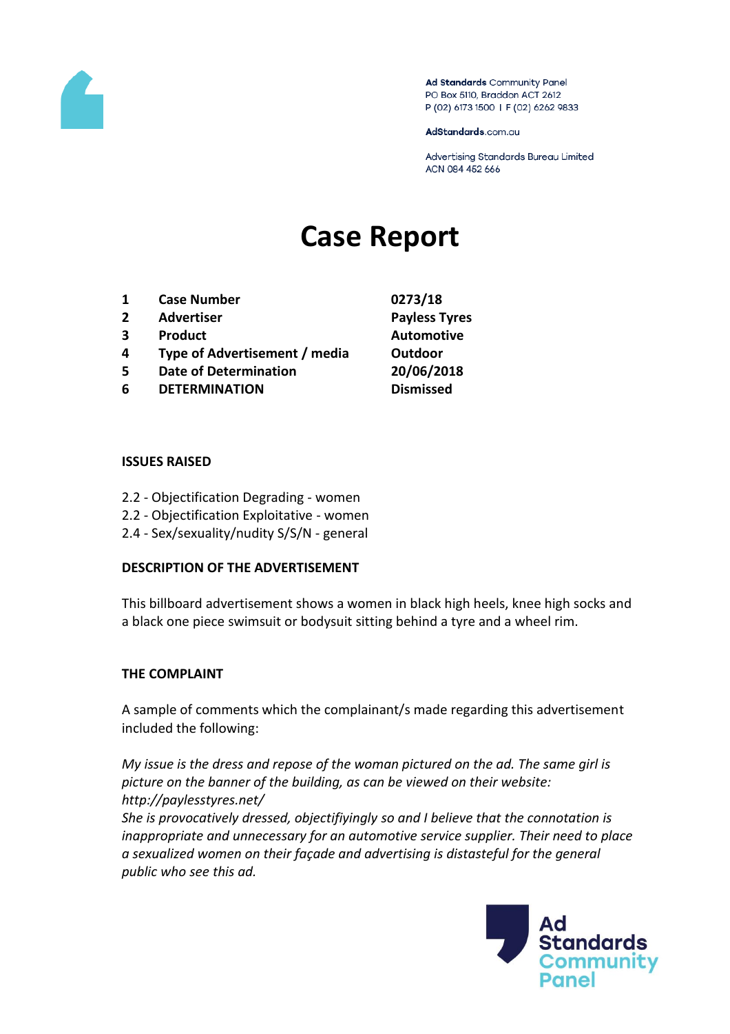Ad Standards Community Panel
PO Box 5110, Braddon ACT 2612
P (02) 6173 1500 | F (02) 6262 9833

AdStandards.com.au

Advertising Standards Bureau Limited
ACN 084 452 666

# Case Report

| | | |
|---|---|---|
| **1** | **Case Number** | **0273/18** |
| **2** | **Advertiser** | **Payless Tyres** |
| **3** | **Product** | **Automotive** |
| **4** | **Type of Advertisement / media** | **Outdoor** |
| **5** | **Date of Determination** | **20/06/2018** |
| **6** | **DETERMINATION** | **Dismissed** |

**ISSUES RAISED**

2.2 - Objectification Degrading - women
2.2 - Objectification Exploitative - women
2.4 - Sex/sexuality/nudity S/S/N - general

**DESCRIPTION OF THE ADVERTISEMENT**

This billboard advertisement shows a women in black high heels, knee high socks and a black one piece swimsuit or bodysuit sitting behind a tyre and a wheel rim.

**THE COMPLAINT**

A sample of comments which the complainant/s made regarding this advertisement included the following:

*My issue is the dress and repose of the woman pictured on the ad. The same girl is picture on the banner of the building, as can be viewed on their website: http://paylesstyres.net/*
*She is provocatively dressed, objectifiyingly so and I believe that the connotation is inappropriate and unnecessary for an automotive service supplier. Their need to place a sexualized women on their façade and advertising is distasteful for the general public who see this ad.*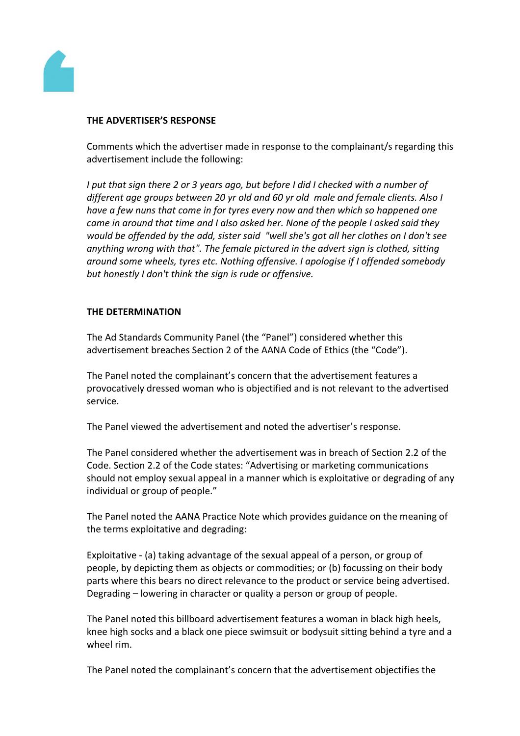**THE ADVERTISER'S RESPONSE**

Comments which the advertiser made in response to the complainant/s regarding this advertisement include the following:

*I put that sign there 2 or 3 years ago, but before I did I checked with a number of different age groups between 20 yr old and 60 yr old male and female clients. Also I have a few nuns that come in for tyres every now and then which so happened one came in around that time and I also asked her. None of the people I asked said they would be offended by the add, sister said "well she's got all her clothes on I don't see anything wrong with that". The female pictured in the advert sign is clothed, sitting around some wheels, tyres etc. Nothing offensive. I apologise if I offended somebody but honestly I don't think the sign is rude or offensive.*

**THE DETERMINATION**

The Ad Standards Community Panel (the "Panel") considered whether this advertisement breaches Section 2 of the AANA Code of Ethics (the "Code").

The Panel noted the complainant's concern that the advertisement features a provocatively dressed woman who is objectified and is not relevant to the advertised service.

The Panel viewed the advertisement and noted the advertiser's response.

The Panel considered whether the advertisement was in breach of Section 2.2 of the Code. Section 2.2 of the Code states: "Advertising or marketing communications should not employ sexual appeal in a manner which is exploitative or degrading of any individual or group of people."

The Panel noted the AANA Practice Note which provides guidance on the meaning of the terms exploitative and degrading:

Exploitative - (a) taking advantage of the sexual appeal of a person, or group of people, by depicting them as objects or commodities; or (b) focussing on their body parts where this bears no direct relevance to the product or service being advertised.
Degrading – lowering in character or quality a person or group of people.

The Panel noted this billboard advertisement features a woman in black high heels, knee high socks and a black one piece swimsuit or bodysuit sitting behind a tyre and a wheel rim.

The Panel noted the complainant's concern that the advertisement objectifies the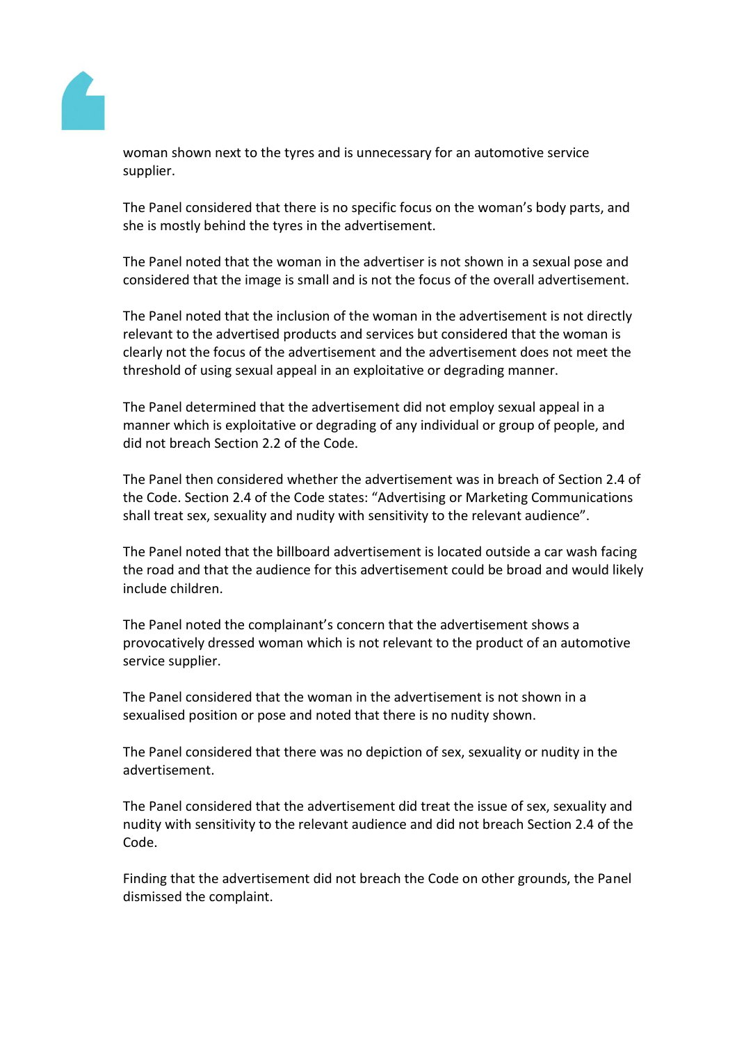woman shown next to the tyres and is unnecessary for an automotive service supplier.

The Panel considered that there is no specific focus on the woman's body parts, and she is mostly behind the tyres in the advertisement.

The Panel noted that the woman in the advertiser is not shown in a sexual pose and considered that the image is small and is not the focus of the overall advertisement.

The Panel noted that the inclusion of the woman in the advertisement is not directly relevant to the advertised products and services but considered that the woman is clearly not the focus of the advertisement and the advertisement does not meet the threshold of using sexual appeal in an exploitative or degrading manner.

The Panel determined that the advertisement did not employ sexual appeal in a manner which is exploitative or degrading of any individual or group of people, and did not breach Section 2.2 of the Code.

The Panel then considered whether the advertisement was in breach of Section 2.4 of the Code. Section 2.4 of the Code states: "Advertising or Marketing Communications shall treat sex, sexuality and nudity with sensitivity to the relevant audience".

The Panel noted that the billboard advertisement is located outside a car wash facing the road and that the audience for this advertisement could be broad and would likely include children.

The Panel noted the complainant's concern that the advertisement shows a provocatively dressed woman which is not relevant to the product of an automotive service supplier.

The Panel considered that the woman in the advertisement is not shown in a sexualised position or pose and noted that there is no nudity shown.

The Panel considered that there was no depiction of sex, sexuality or nudity in the advertisement.

The Panel considered that the advertisement did treat the issue of sex, sexuality and nudity with sensitivity to the relevant audience and did not breach Section 2.4 of the Code.

Finding that the advertisement did not breach the Code on other grounds, the Panel dismissed the complaint.